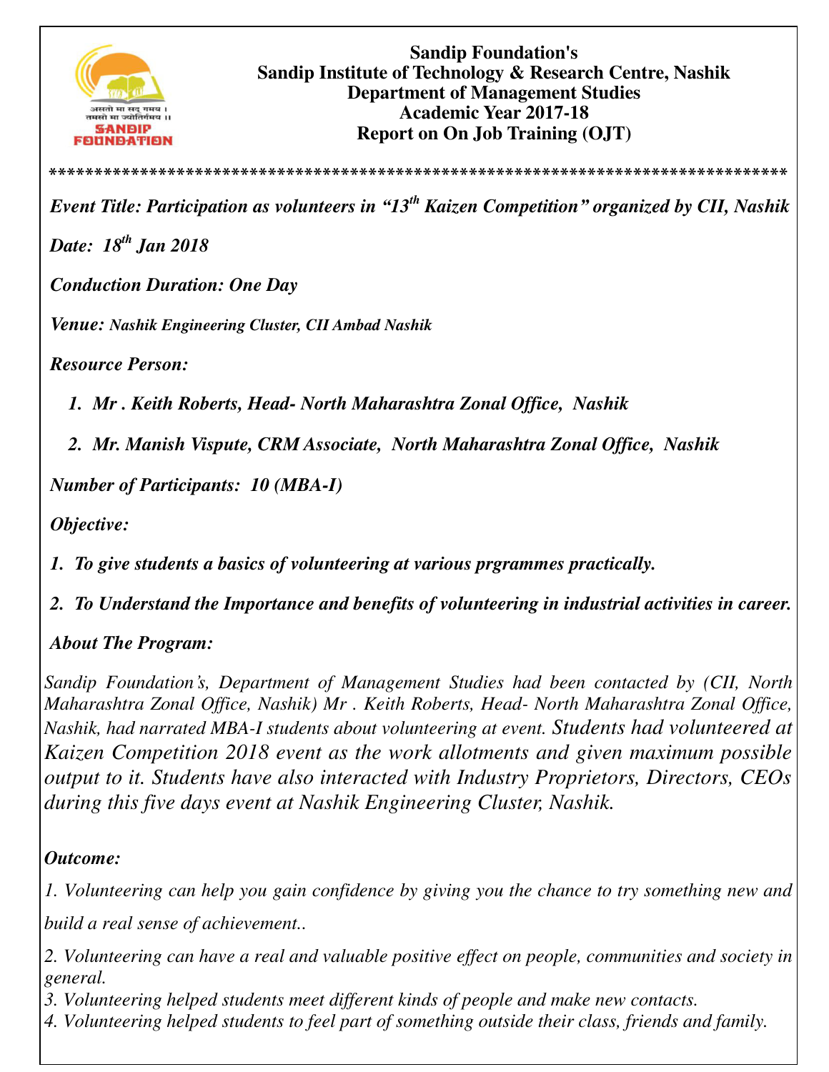**Sandip Foundation's**
**Sandip Institute of Technology & Research Centre, Nashik**
**Department of Management Studies**
**Academic Year 2017-18**
**Report on On Job Training (OJT)**

*********************************************************************************

***Event Title: Participation as volunteers in "13th Kaizen Competition" organized by CII, Nashik***

***Date: 18th Jan 2018***

***Conduction Duration: One Day***

***Venue: Nashik Engineering Cluster, CII Ambad Nashik***

***Resource Person:***

1. ***Mr . Keith Roberts, Head- North Maharashtra Zonal Office, Nashik***
2. ***Mr. Manish Vispute, CRM Associate, North Maharashtra Zonal Office, Nashik***

***Number of Participants: 10 (MBA-I)***

***Objective:***

1. ***To give students a basics of volunteering at various prgrammes practically.***
2. ***To Understand the Importance and benefits of volunteering in industrial activities in career.***

***About The Program:***

*Sandip Foundation's, Department of Management Studies had been contacted by (CII, North Maharashtra Zonal Office, Nashik) Mr . Keith Roberts, Head- North Maharashtra Zonal Office, Nashik, had narrated MBA-I students about volunteering at event. Students had volunteered at Kaizen Competition 2018 event as the work allotments and given maximum possible output to it. Students have also interacted with Industry Proprietors, Directors, CEOs during this five days event at Nashik Engineering Cluster, Nashik.*

***Outcome:***

*1. Volunteering can help you gain confidence by giving you the chance to try something new and build a real sense of achievement..*

*2. Volunteering can have a real and valuable positive effect on people, communities and society in general.*

*3. Volunteering helped students meet different kinds of people and make new contacts.*

*4. Volunteering helped students to feel part of something outside their class, friends and family.*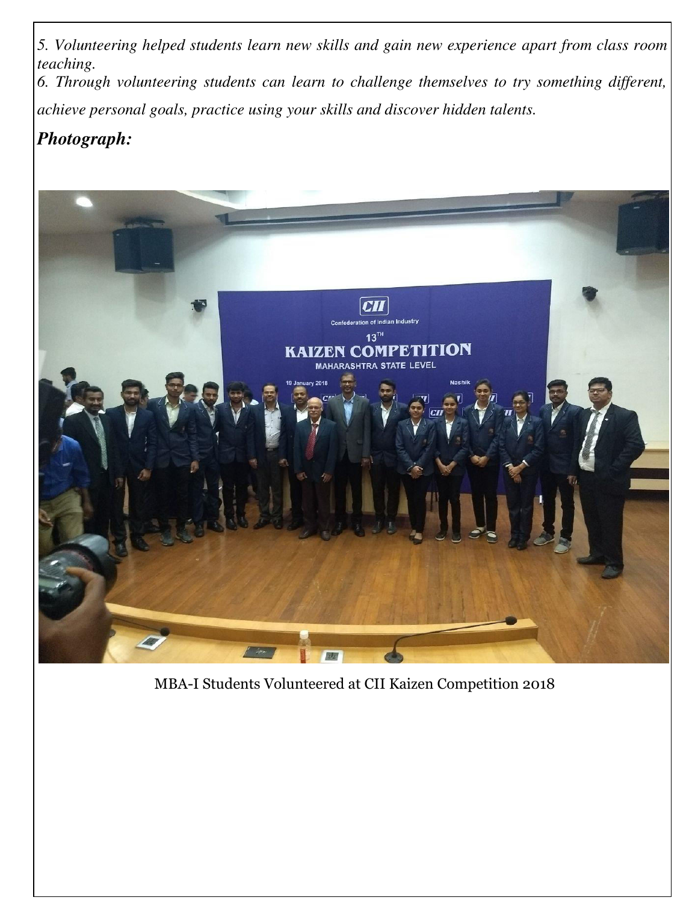*5. Volunteering helped students learn new skills and gain new experience apart from class room teaching.*

*6. Through volunteering students can learn to challenge themselves to try something different, achieve personal goals, practice using your skills and discover hidden talents.*

***Photograph:***

MBA-I Students Volunteered at CII Kaizen Competition 2018